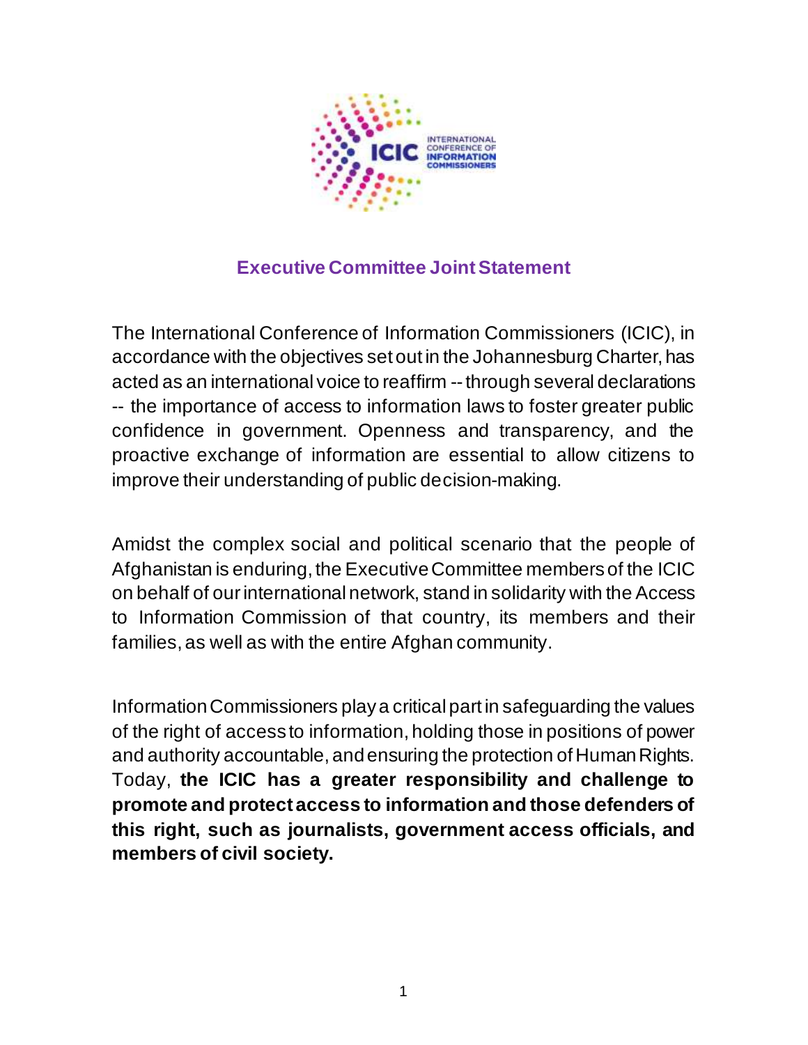## Executive Committee Joint Statement

The International Conference of Information Commissioners (ICIC), in accordance with the objectives set out in the Johannesburg Charter, has acted as an international voice to reaffirm -- through several declarations -- the importance of access to information laws to foster greater public confidence in government. Openness and transparency, and the proactive exchange of information are essential to allow citizens to improve their understanding of public decision-making.

Amidst the complex social and political scenario that the people of Afghanistan is enduring, the Executive Committee members of the ICIC on behalf of our international network, stand in solidarity with the Access to Information Commission of that country, its members and their families, as well as with the entire Afghan community.

Information Commissioners play a critical part in safeguarding the values of the right of access to information, holding those in positions of power and authority accountable, and ensuring the protection of Human Rights. Today, **the ICIC has a greater responsibility and challenge to promote and protect access to information and those defenders of this right, such as journalists, government access officials, and members of civil society.**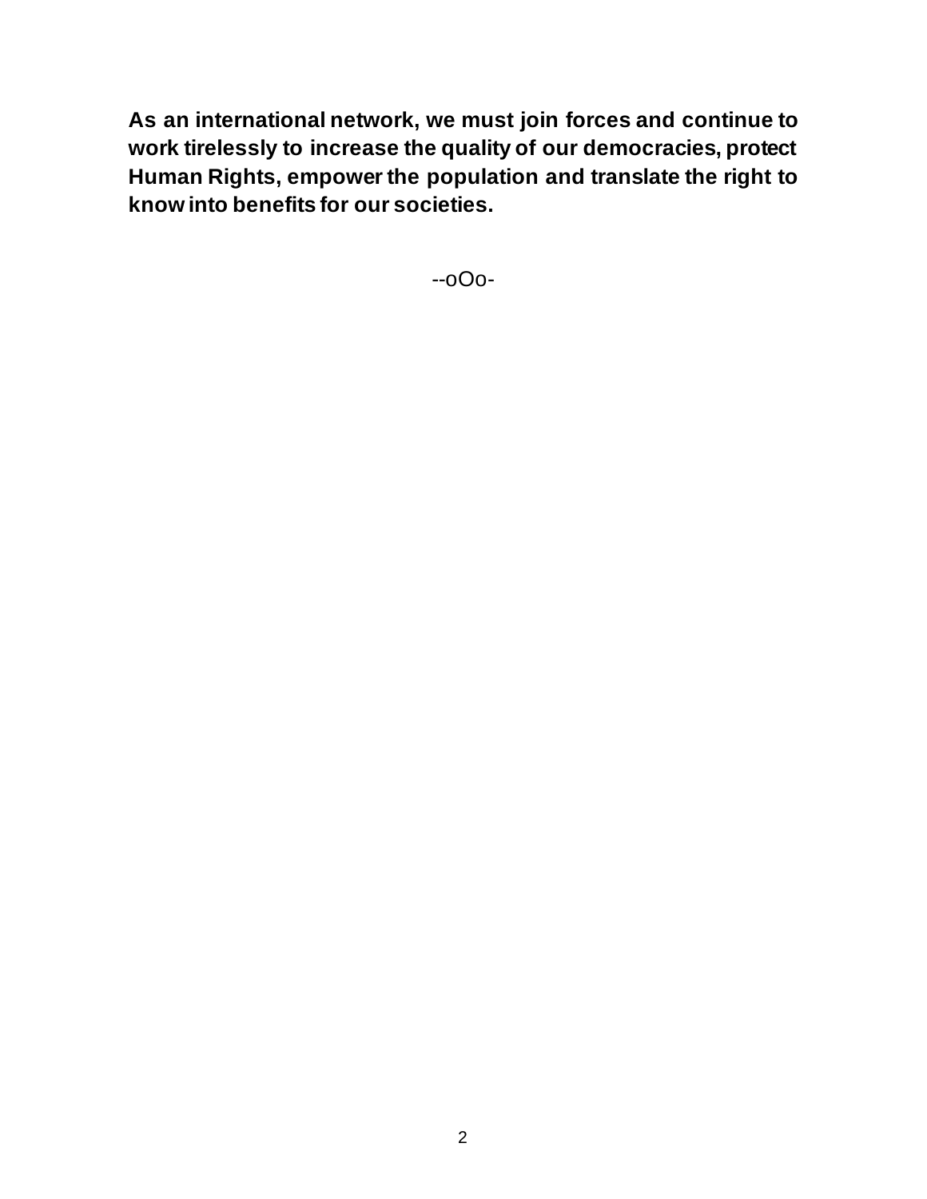**As an international network, we must join forces and continue to work tirelessly to increase the quality of our democracies, protect Human Rights, empower the population and translate the right to know into benefits for our societies.**

--oOo-